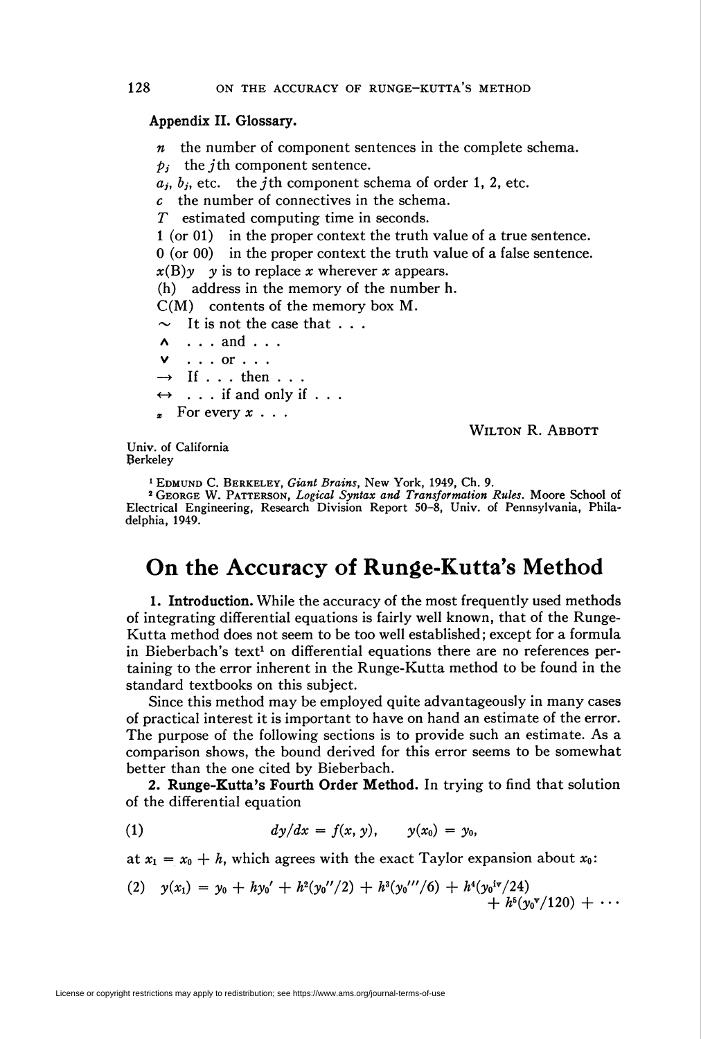### Appendix II. Glossary.

$n$ the number of component sentences in the complete schema.
$p_j$ the $j$th component sentence.
$a_j$, $b_j$, etc. the $j$th component schema of order 1, 2, etc.
$c$ the number of connectives in the schema.
$T$ estimated computing time in seconds.
1 (or 01) in the proper context the truth value of a true sentence.
0 (or 00) in the proper context the truth value of a false sentence.
$x$(B)$y$ $y$ is to replace $x$ wherever $x$ appears.
(h) address in the memory of the number h.
C(M) contents of the memory box M.
$\sim$ It is not the case that . . .
$\wedge$ . . . and . . .
$\vee$ . . . or . . .
$\rightarrow$ If . . . then . . .
$\leftrightarrow$ . . . if and only if . . .
$_x$ For every $x$ . . .

Wilton R. Abbott

Univ. of California
Berkeley

[1] Edmund C. Berkeley, *Giant Brains*, New York, 1949, Ch. 9.
[2] George W. Patterson, *Logical Syntax and Transformation Rules*. Moore School of Electrical Engineering, Research Division Report 50-8, Univ. of Pennsylvania, Philadelphia, 1949.

# On the Accuracy of Runge-Kutta's Method

**1. Introduction.** While the accuracy of the most frequently used methods of integrating differential equations is fairly well known, that of the Runge-Kutta method does not seem to be too well established; except for a formula in Bieberbach's text[1] on differential equations there are no references pertaining to the error inherent in the Runge-Kutta method to be found in the standard textbooks on this subject.

Since this method may be employed quite advantageously in many cases of practical interest it is important to have on hand an estimate of the error. The purpose of the following sections is to provide such an estimate. As a comparison shows, the bound derived for this error seems to be somewhat better than the one cited by Bieberbach.

**2. Runge-Kutta's Fourth Order Method.** In trying to find that solution of the differential equation

$$dy/dx = f(x, y), \qquad y(x_0) = y_0, \tag{1}$$

at $x_1 = x_0 + h$, which agrees with the exact Taylor expansion about $x_0$:

$$y(x_1) = y_0 + hy_0' + h^2(y_0''/2) + h^3(y_0'''/6) + h^4(y_0^{\text{iv}}/24) + h^5(y_0^{\text{v}}/120) + \cdots \tag{2}$$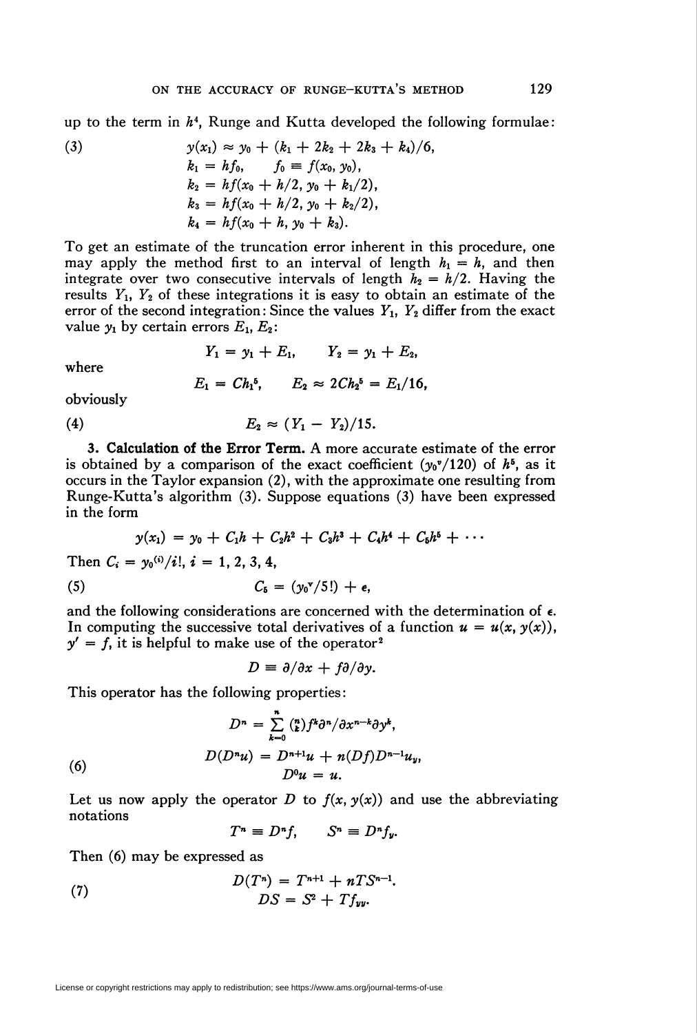up to the term in $h^4$, Runge and Kutta developed the following formulae:

$$
\begin{aligned}
(3) \qquad & y(x_1) \approx y_0 + (k_1 + 2k_2 + 2k_3 + k_4)/6, \\
& k_1 = hf_0, \qquad f_0 \equiv f(x_0, y_0), \\
& k_2 = hf(x_0 + h/2, y_0 + k_1/2), \\
& k_3 = hf(x_0 + h/2, y_0 + k_2/2), \\
& k_4 = hf(x_0 + h, y_0 + k_3).
\end{aligned}
$$

To get an estimate of the truncation error inherent in this procedure, one may apply the method first to an interval of length $h_1 = h$, and then integrate over two consecutive intervals of length $h_2 = h/2$. Having the results $Y_1$, $Y_2$ of these integrations it is easy to obtain an estimate of the error of the second integration: Since the values $Y_1$, $Y_2$ differ from the exact value $y_1$ by certain errors $E_1$, $E_2$:

$$Y_1 = y_1 + E_1, \qquad Y_2 = y_1 + E_2,$$

where

$$E_1 = Ch_1^5, \qquad E_2 \approx 2Ch_2^5 = E_1/16,$$

obviously

$$(4) \qquad E_2 \approx (Y_1 - Y_2)/15.$$

**3. Calculation of the Error Term.** A more accurate estimate of the error is obtained by a comparison of the exact coefficient $(y_0^{v}/120)$ of $h^5$, as it occurs in the Taylor expansion (2), with the approximate one resulting from Runge-Kutta's algorithm (3). Suppose equations (3) have been expressed in the form

$$y(x_1) = y_0 + C_1 h + C_2 h^2 + C_3 h^3 + C_4 h^4 + C_5 h^5 + \cdots$$

Then $C_i = y_0^{(i)}/i!$, $i = 1, 2, 3, 4$,

$$(5) \qquad C_5 = (y_0^{v}/5!) + \epsilon,$$

and the following considerations are concerned with the determination of $\epsilon$. In computing the successive total derivatives of a function $u = u(x, y(x))$, $y' = f$, it is helpful to make use of the operator[2]

$$D \equiv \partial/\partial x + f\partial/\partial y.$$

This operator has the following properties:

$$
\begin{aligned}
& D^n = \sum_{k=0}^{n} \binom{n}{k} f^k \partial^n/\partial x^{n-k} \partial y^k, \\
(6) \qquad & D(D^n u) = D^{n+1} u + n(Df) D^{n-1} u_y, \\
& D^0 u = u.
\end{aligned}
$$

Let us now apply the operator $D$ to $f(x, y(x))$ and use the abbreviating notations

$$T^n \equiv D^n f, \qquad S^n \equiv D^n f_y.$$

Then (6) may be expressed as

$$
\begin{aligned}
(7) \qquad & D(T^n) = T^{n+1} + nTS^{n-1}. \\
& DS = S^2 + Tf_{yy}.
\end{aligned}
$$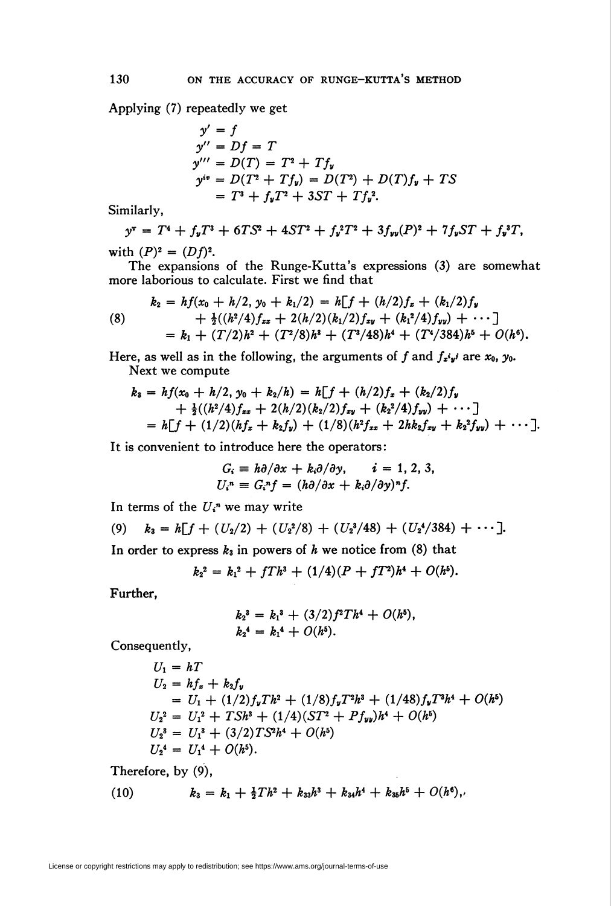Applying (7) repeatedly we get

$$
\begin{aligned}
y' &= f \\
y'' &= Df = T \\
y''' &= D(T) = T^2 + Tf_y \\
y^{iv} &= D(T^2 + Tf_y) = D(T^2) + D(T)f_y + TS \\
&= T^3 + f_yT^2 + 3ST + Tf_y^2.
\end{aligned}
$$

Similarly,

$$
y^{v} = T^4 + f_yT^3 + 6TS^2 + 4ST^2 + f_y^2T^2 + 3f_{yy}(P)^2 + 7f_yST + f_y^3T,
$$

with $(P)^2 = (Df)^2$.

The expansions of the Runge-Kutta's expressions (3) are somewhat more laborious to calculate. First we find that

$$
\begin{aligned}
k_2 &= hf(x_0 + h/2, y_0 + k_1/2) = h[f + (h/2)f_x + (k_1/2)f_y \\
&\quad + \tfrac{1}{2}((h^2/4)f_{xx} + 2(h/2)(k_1/2)f_{xy} + (k_1^2/4)f_{yy}) + \cdots] \\
&= k_1 + (T/2)h^2 + (T^2/8)h^3 + (T^3/48)h^4 + (T^4/384)h^5 + O(h^6).
\end{aligned}
\tag{8}
$$

Here, as well as in the following, the arguments of $f$ and $f_{x^iy^j}$ are $x_0, y_0$.

Next we compute

$$
\begin{aligned}
k_3 &= hf(x_0 + h/2, y_0 + k_2/h) = h[f + (h/2)f_x + (k_2/2)f_y \\
&\quad + \tfrac{1}{2}((h^2/4)f_{xx} + 2(h/2)(k_2/2)f_{xy} + (k_2^2/4)f_{yy}) + \cdots] \\
&= h[f + (1/2)(hf_x + k_2f_y) + (1/8)(h^2f_{xx} + 2hk_2f_{xy} + k_2^2f_{yy}) + \cdots].
\end{aligned}
$$

It is convenient to introduce here the operators:

$$
\begin{aligned}
G_i &\equiv h\partial/\partial x + k_i\partial/\partial y, \qquad i = 1, 2, 3, \\
U_i^n &\equiv G_i^n f = (h\partial/\partial x + k_i\partial/\partial y)^n f.
\end{aligned}
$$

In terms of the $U_i^n$ we may write

$$
k_3 = h[f + (U_2/2) + (U_2^2/8) + (U_2^3/48) + (U_2^4/384) + \cdots]. \tag{9}
$$

In order to express $k_3$ in powers of $h$ we notice from (8) that

$$
k_2^2 = k_1^2 + fTh^3 + (1/4)(P + fT^2)h^4 + O(h^5).
$$

Further,

$$
\begin{aligned}
k_2^3 &= k_1^3 + (3/2)f^2Th^4 + O(h^5), \\
k_2^4 &= k_1^4 + O(h^5).
\end{aligned}
$$

Consequently,

$$
\begin{aligned}
U_1 &= hT \\
U_2 &= hf_x + k_2f_y \\
&= U_1 + (1/2)f_yTh^2 + (1/8)f_yT^2h^3 + (1/48)f_yT^3h^4 + O(h^5) \\
U_2^2 &= U_1^2 + TSh^3 + (1/4)(ST^2 + Pf_{yy})h^4 + O(h^5) \\
U_2^3 &= U_1^3 + (3/2)TS^2h^4 + O(h^5) \\
U_2^4 &= U_1^4 + O(h^5).
\end{aligned}
$$

Therefore, by (9),

$$
k_3 = k_1 + \tfrac{1}{2}Th^2 + k_{33}h^3 + k_{34}h^4 + k_{35}h^5 + O(h^6), \tag{10}
$$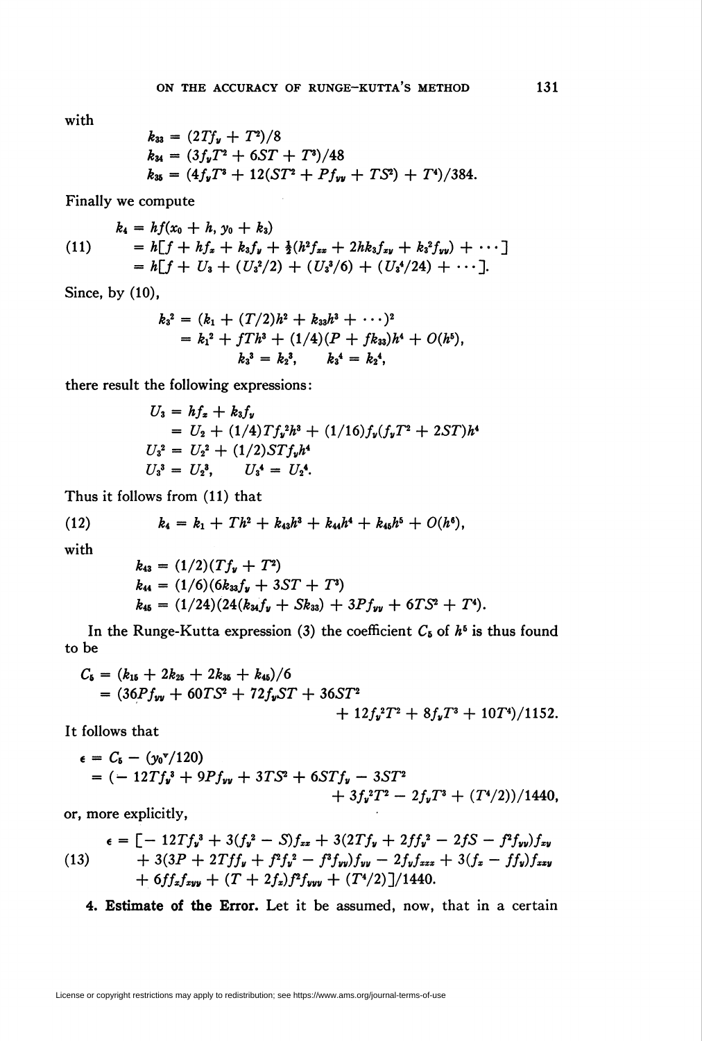with

$$k_{33} = (2Tf_y + T^2)/8$$
$$k_{34} = (3f_yT^2 + 6ST + T^3)/48$$
$$k_{35} = (4f_yT^3 + 12(ST^2 + Pf_{yy} + TS^2) + T^4)/384.$$

Finally we compute

$$\begin{aligned} k_4 &= hf(x_0 + h, y_0 + k_3) \\ &= h[f + hf_x + k_3f_y + \tfrac{1}{2}(h^2f_{xx} + 2hk_3f_{xy} + k_3^2f_{yy}) + \cdots] \\ &= h[f + U_3 + (U_3^2/2) + (U_3^3/6) + (U_3^4/24) + \cdots]. \end{aligned} \tag{11}$$

Since, by (10),

$$k_3^2 = (k_1 + (T/2)h^2 + k_{33}h^3 + \cdots)^2$$
$$= k_1^2 + fTh^3 + (1/4)(P + fk_{33})h^4 + O(h^5),$$
$$k_3^3 = k_2^3, \qquad k_3^4 = k_2^4,$$

there result the following expressions:

$$U_3 = hf_x + k_3f_y$$
$$= U_2 + (1/4)Tf_y^2h^3 + (1/16)f_y(f_yT^2 + 2ST)h^4$$
$$U_3^2 = U_2^2 + (1/2)STf_yh^4$$
$$U_3^3 = U_2^3, \qquad U_3^4 = U_2^4.$$

Thus it follows from (11) that

$$k_4 = k_1 + Th^2 + k_{43}h^3 + k_{44}h^4 + k_{45}h^5 + O(h^6), \tag{12}$$

with

$$k_{43} = (1/2)(Tf_y + T^2)$$
$$k_{44} = (1/6)(6k_{33}f_y + 3ST + T^3)$$
$$k_{45} = (1/24)(24(k_{34}f_y + Sk_{33}) + 3Pf_{yy} + 6TS^2 + T^4).$$

In the Runge-Kutta expression (3) the coefficient $C_5$ of $h^5$ is thus found to be

$$\begin{aligned} C_5 &= (k_{15} + 2k_{25} + 2k_{35} + k_{45})/6 \\ &= (36Pf_{yy} + 60TS^2 + 72f_yST + 36ST^2 \\ &\qquad + 12f_y^2T^2 + 8f_yT^3 + 10T^4)/1152. \end{aligned}$$

It follows that

$$\begin{aligned} \epsilon &= C_5 - (y_0^{\mathrm{v}}/120) \\ &= (-12Tf_y^3 + 9Pf_{yy} + 3TS^2 + 6STf_y - 3ST^2 \\ &\qquad + 3f_y^2T^2 - 2f_yT^3 + (T^4/2))/1440, \end{aligned}$$

or, more explicitly,

$$\begin{aligned} \epsilon = [&-12Tf_y^3 + 3(f_y^2 - S)f_{xx} + 3(2Tf_y + 2ff_y^2 - 2fS - f^2f_{yy})f_{xy} \\ &+ 3(3P + 2Tff_y + f^2f_y^2 - f^3f_{yy})f_{yy} - 2f_yf_{xxx} + 3(f_x - ff_y)f_{xxy} \\ &+ 6ff_xf_{xyy} + (T + 2f_x)f^2f_{yyy} + (T^4/2)]/1440. \end{aligned} \tag{13}$$

**4. Estimate of the Error.** Let it be assumed, now, that in a certain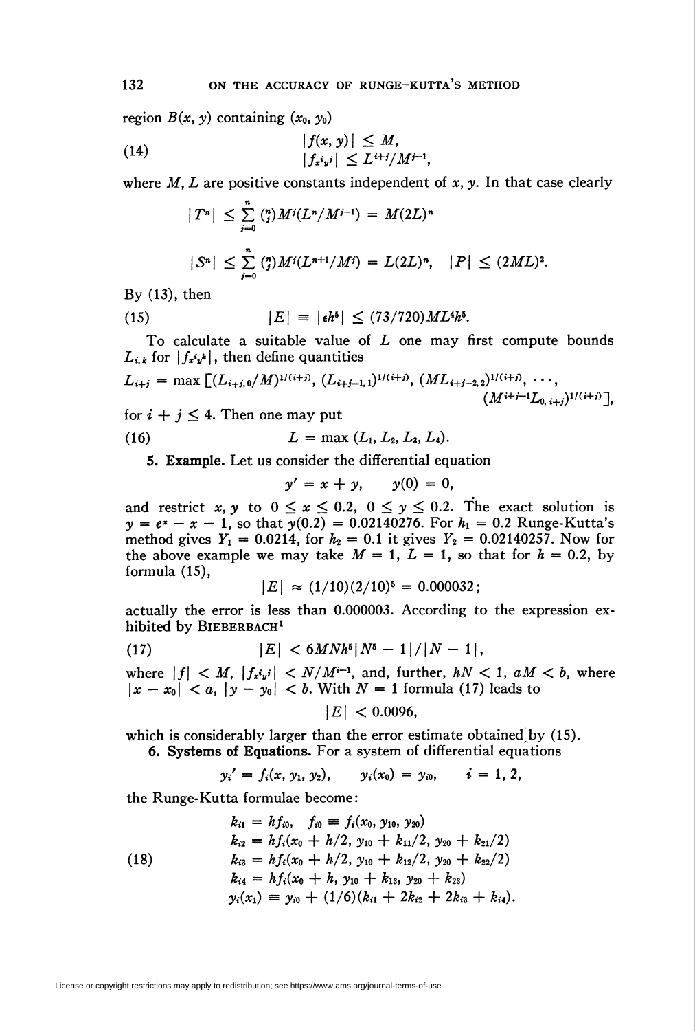region $B(x, y)$ containing $(x_0, y_0)$

$$
\begin{aligned}
&|f(x, y)| \leq M, \\
&|f_{x^i y^j}| \leq L^{i+j}/M^{j-1},
\end{aligned} \tag{14}
$$

where $M, L$ are positive constants independent of $x, y$. In that case clearly

$$
|T^n| \leq \sum_{j=0}^{n} \binom{n}{j} M^j (L^n/M^{j-1}) = M(2L)^n
$$

$$
|S^n| \leq \sum_{j=0}^{n} \binom{n}{j} M^j (L^{n+1}/M^j) = L(2L)^n, \quad |P| \leq (2ML)^2.
$$

By (13), then

$$
|E| \equiv |\epsilon h^5| \leq (73/720) M L^4 h^5. \tag{15}
$$

To calculate a suitable value of $L$ one may first compute bounds $L_{i,k}$ for $|f_{x^i y^k}|$, then define quantities

$$
L_{i+j} = \max \left[ (L_{i+j,0}/M)^{1/(i+j)}, (L_{i+j-1,1})^{1/(i+j)}, (M L_{i+j-2,2})^{1/(i+j)}, \cdots, (M^{i+j-1} L_{0,i+j})^{1/(i+j)} \right],
$$

for $i + j \leq 4$. Then one may put

$$
L = \max (L_1, L_2, L_3, L_4). \tag{16}
$$

**5. Example.** Let us consider the differential equation

$$
y' = x + y, \quad y(0) = 0,
$$

and restrict $x, y$ to $0 \leq x \leq 0.2$, $0 \leq y \leq 0.2$. The exact solution is $y = e^x - x - 1$, so that $y(0.2) = 0.02140276$. For $h_1 = 0.2$ Runge-Kutta's method gives $Y_1 = 0.0214$, for $h_2 = 0.1$ it gives $Y_2 = 0.02140257$. Now for the above example we may take $M = 1$, $L = 1$, so that for $h = 0.2$, by formula (15),

$$
|E| \approx (1/10)(2/10)^5 = 0.000032;
$$

actually the error is less than 0.000003. According to the expression exhibited by BIEBERBACH[1]

$$
|E| < 6MNh^5 |N^5 - 1| / |N - 1|, \tag{17}
$$

where $|f| < M$, $|f_{x^i y^j}| < N/M^{j-1}$, and, further, $hN < 1$, $aM < b$, where $|x - x_0| < a$, $|y - y_0| < b$. With $N = 1$ formula (17) leads to

$$
|E| < 0.0096,
$$

which is considerably larger than the error estimate obtained by (15).

**6. Systems of Equations.** For a system of differential equations

$$
y_i' = f_i(x, y_1, y_2), \quad y_i(x_0) = y_{i0}, \quad i = 1, 2,
$$

the Runge-Kutta formulae become:

$$
\begin{aligned}
k_{i1} &= h f_{i0}, \quad f_{i0} \equiv f_i(x_0, y_{10}, y_{20}) \\
k_{i2} &= h f_i(x_0 + h/2, y_{10} + k_{11}/2, y_{20} + k_{21}/2) \\
k_{i3} &= h f_i(x_0 + h/2, y_{10} + k_{12}/2, y_{20} + k_{22}/2) \\
k_{i4} &= h f_i(x_0 + h, y_{10} + k_{13}, y_{20} + k_{23}) \\
y_i(x_1) &\equiv y_{i0} + (1/6)(k_{i1} + 2k_{i2} + 2k_{i3} + k_{i4}).
\end{aligned} \tag{18}
$$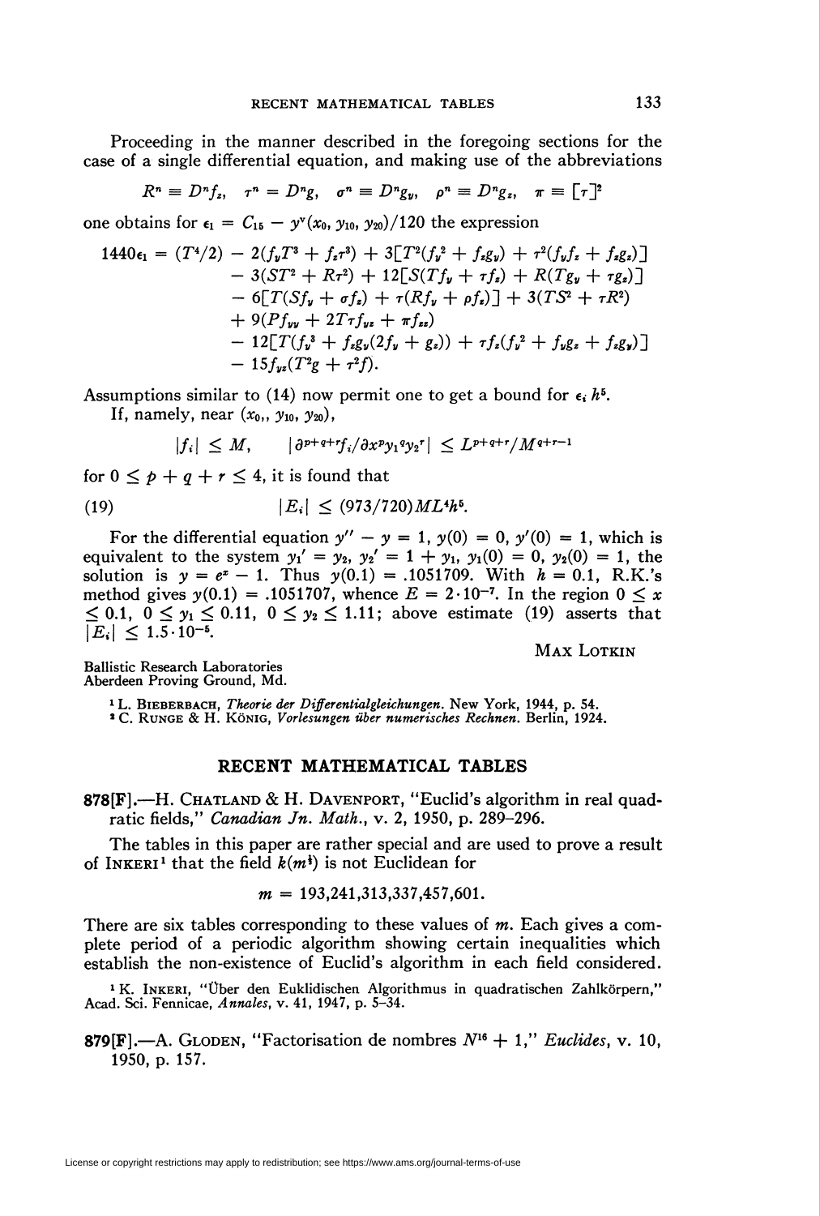Proceeding in the manner described in the foregoing sections for the case of a single differential equation, and making use of the abbreviations

$$R^n \equiv D^n f_z, \quad \tau^n = D^n g, \quad \sigma^n \equiv D^n g_y, \quad \rho^n \equiv D^n g_z, \quad \pi \equiv [\tau]^2$$

one obtains for $\epsilon_1 = C_{15} - y^{\text{v}}(x_0, y_{10}, y_{20})/120$ the expression

$$\begin{aligned}
1440\epsilon_1 = (T^4/2) &- 2(f_y T^3 + f_z \tau^3) + 3[T^2(f_y^2 + f_z g_y) + \tau^2(f_y f_z + f_z g_z)] \\
&- 3(ST^2 + R\tau^2) + 12[S(Tf_y + \tau f_z) + R(Tg_y + \tau g_z)] \\
&- 6[T(Sf_y + \sigma f_z) + \tau(Rf_y + \rho f_z)] + 3(TS^2 + \tau R^2) \\
&+ 9(Pf_{yy} + 2T\tau f_{yz} + \pi f_{zz}) \\
&- 12[T(f_y^3 + f_z g_y(2f_y + g_z)) + \tau f_z(f_y^2 + f_y g_z + f_z g_y)] \\
&- 15 f_{yz}(T^2 g + \tau^2 f).
\end{aligned}$$

Assumptions similar to (14) now permit one to get a bound for $\epsilon_i h^5$.

If, namely, near $(x_0, y_{10}, y_{20})$,

$$|f_i| \leq M, \qquad |\partial^{p+q+r} f_i / \partial x^p y_1{}^q y_2{}^r| \leq L^{p+q+r}/M^{q+r-1}$$

for $0 \leq p + q + r \leq 4$, it is found that

$$(19) \qquad |E_i| \leq (973/720) M L^4 h^5.$$

For the differential equation $y'' - y = 1$, $y(0) = 0$, $y'(0) = 1$, which is equivalent to the system $y_1' = y_2$, $y_2' = 1 + y_1$, $y_1(0) = 0$, $y_2(0) = 1$, the solution is $y = e^x - 1$. Thus $y(0.1) = .1051709$. With $h = 0.1$, R.K.'s method gives $y(0.1) = .1051707$, whence $E = 2 \cdot 10^{-7}$. In the region $0 \leq x \leq 0.1$, $0 \leq y_1 \leq 0.11$, $0 \leq y_2 \leq 1.11$; above estimate (19) asserts that $|E_i| \leq 1.5 \cdot 10^{-5}$.

MAX LOTKIN

Ballistic Research Laboratories
Aberdeen Proving Ground, Md.

[1] L. BIEBERBACH, *Theorie der Differentialgleichungen*. New York, 1944, p. 54.
[2] C. RUNGE & H. KÖNIG, *Vorlesungen über numerisches Rechnen*. Berlin, 1924.

## RECENT MATHEMATICAL TABLES

**878[F].**—H. CHATLAND & H. DAVENPORT, "Euclid's algorithm in real quadratic fields," *Canadian Jn. Math.*, v. 2, 1950, p. 289–296.

The tables in this paper are rather special and are used to prove a result of INKERI[1] that the field $k(m^{\frac{1}{2}})$ is not Euclidean for

$$m = 193, 241, 313, 337, 457, 601.$$

There are six tables corresponding to these values of $m$. Each gives a complete period of a periodic algorithm showing certain inequalities which establish the non-existence of Euclid's algorithm in each field considered.

[1] K. INKERI, "Über den Euklidischen Algorithmus in quadratischen Zahlkörpern," Acad. Sci. Fennicae, *Annales*, v. 41, 1947, p. 5–34.

**879[F].**—A. GLODEN, "Factorisation de nombres $N^{16} + 1$," *Euclides*, v. 10, 1950, p. 157.